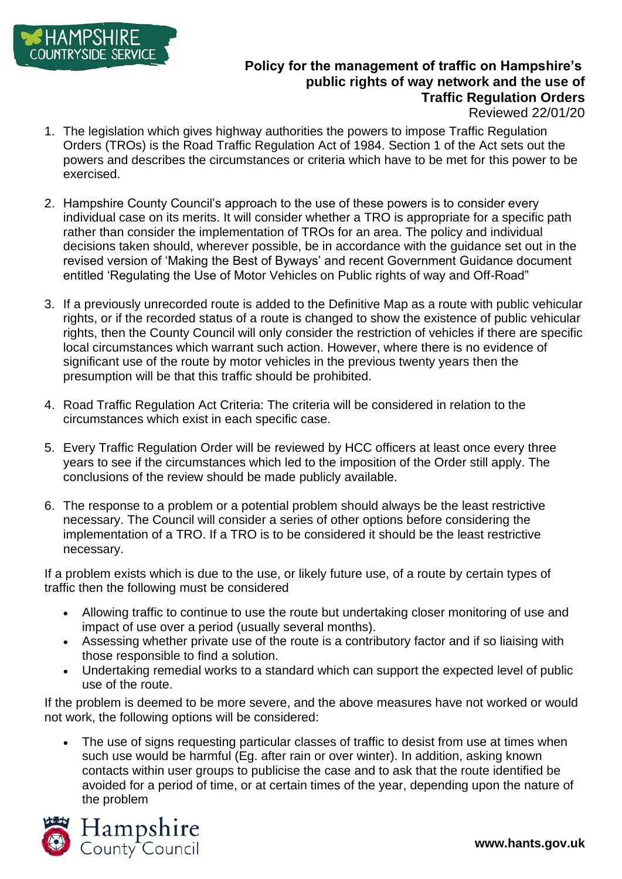# Policy for the management of traffic on Hampshire's public rights of way network and the use of Traffic Regulation Orders

Reviewed 22/01/20

1. The legislation which gives highway authorities the powers to impose Traffic Regulation Orders (TROs) is the Road Traffic Regulation Act of 1984. Section 1 of the Act sets out the powers and describes the circumstances or criteria which have to be met for this power to be exercised.

2. Hampshire County Council's approach to the use of these powers is to consider every individual case on its merits. It will consider whether a TRO is appropriate for a specific path rather than consider the implementation of TROs for an area. The policy and individual decisions taken should, wherever possible, be in accordance with the guidance set out in the revised version of 'Making the Best of Byways' and recent Government Guidance document entitled 'Regulating the Use of Motor Vehicles on Public rights of way and Off-Road"

3. If a previously unrecorded route is added to the Definitive Map as a route with public vehicular rights, or if the recorded status of a route is changed to show the existence of public vehicular rights, then the County Council will only consider the restriction of vehicles if there are specific local circumstances which warrant such action. However, where there is no evidence of significant use of the route by motor vehicles in the previous twenty years then the presumption will be that this traffic should be prohibited.

4. Road Traffic Regulation Act Criteria: The criteria will be considered in relation to the circumstances which exist in each specific case.

5. Every Traffic Regulation Order will be reviewed by HCC officers at least once every three years to see if the circumstances which led to the imposition of the Order still apply. The conclusions of the review should be made publicly available.

6. The response to a problem or a potential problem should always be the least restrictive necessary. The Council will consider a series of other options before considering the implementation of a TRO. If a TRO is to be considered it should be the least restrictive necessary.

If a problem exists which is due to the use, or likely future use, of a route by certain types of traffic then the following must be considered

- Allowing traffic to continue to use the route but undertaking closer monitoring of use and impact of use over a period (usually several months).
- Assessing whether private use of the route is a contributory factor and if so liaising with those responsible to find a solution.
- Undertaking remedial works to a standard which can support the expected level of public use of the route.

If the problem is deemed to be more severe, and the above measures have not worked or would not work, the following options will be considered:

- The use of signs requesting particular classes of traffic to desist from use at times when such use would be harmful (Eg. after rain or over winter). In addition, asking known contacts within user groups to publicise the case and to ask that the route identified be avoided for a period of time, or at certain times of the year, depending upon the nature of the problem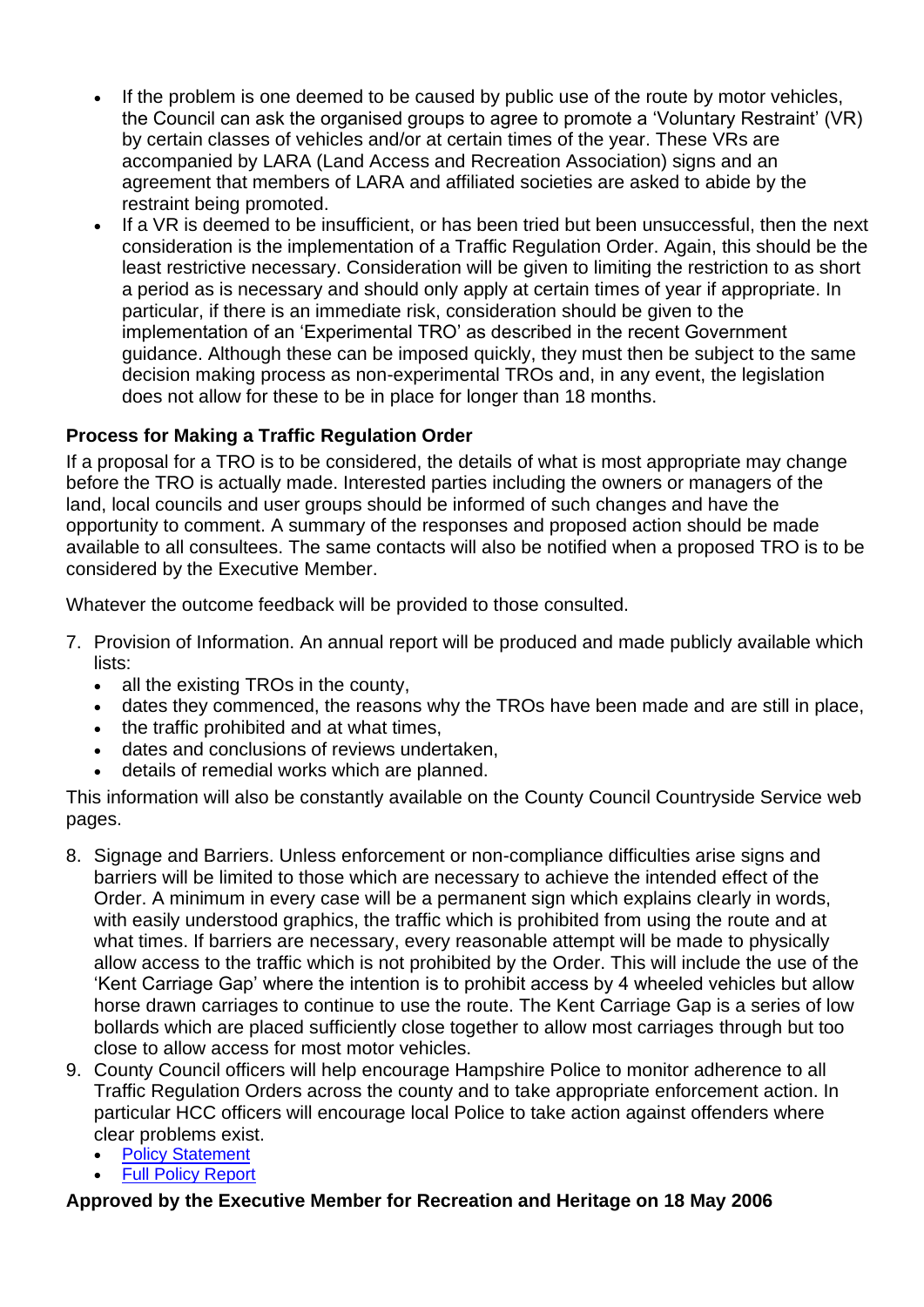- If the problem is one deemed to be caused by public use of the route by motor vehicles, the Council can ask the organised groups to agree to promote a 'Voluntary Restraint' (VR) by certain classes of vehicles and/or at certain times of the year. These VRs are accompanied by LARA (Land Access and Recreation Association) signs and an agreement that members of LARA and affiliated societies are asked to abide by the restraint being promoted.
- If a VR is deemed to be insufficient, or has been tried but been unsuccessful, then the next consideration is the implementation of a Traffic Regulation Order. Again, this should be the least restrictive necessary. Consideration will be given to limiting the restriction to as short a period as is necessary and should only apply at certain times of year if appropriate. In particular, if there is an immediate risk, consideration should be given to the implementation of an 'Experimental TRO' as described in the recent Government guidance. Although these can be imposed quickly, they must then be subject to the same decision making process as non-experimental TROs and, in any event, the legislation does not allow for these to be in place for longer than 18 months.

**Process for Making a Traffic Regulation Order**

If a proposal for a TRO is to be considered, the details of what is most appropriate may change before the TRO is actually made. Interested parties including the owners or managers of the land, local councils and user groups should be informed of such changes and have the opportunity to comment. A summary of the responses and proposed action should be made available to all consultees. The same contacts will also be notified when a proposed TRO is to be considered by the Executive Member.

Whatever the outcome feedback will be provided to those consulted.

7. Provision of Information. An annual report will be produced and made publicly available which lists:
   - all the existing TROs in the county,
   - dates they commenced, the reasons why the TROs have been made and are still in place,
   - the traffic prohibited and at what times,
   - dates and conclusions of reviews undertaken,
   - details of remedial works which are planned.

This information will also be constantly available on the County Council Countryside Service web pages.

8. Signage and Barriers. Unless enforcement or non-compliance difficulties arise signs and barriers will be limited to those which are necessary to achieve the intended effect of the Order. A minimum in every case will be a permanent sign which explains clearly in words, with easily understood graphics, the traffic which is prohibited from using the route and at what times. If barriers are necessary, every reasonable attempt will be made to physically allow access to the traffic which is not prohibited by the Order. This will include the use of the 'Kent Carriage Gap' where the intention is to prohibit access by 4 wheeled vehicles but allow horse drawn carriages to continue to use the route. The Kent Carriage Gap is a series of low bollards which are placed sufficiently close together to allow most carriages through but too close to allow access for most motor vehicles.
9. County Council officers will help encourage Hampshire Police to monitor adherence to all Traffic Regulation Orders across the county and to take appropriate enforcement action. In particular HCC officers will encourage local Police to take action against offenders where clear problems exist.
   - Policy Statement
   - Full Policy Report

**Approved by the Executive Member for Recreation and Heritage on 18 May 2006**